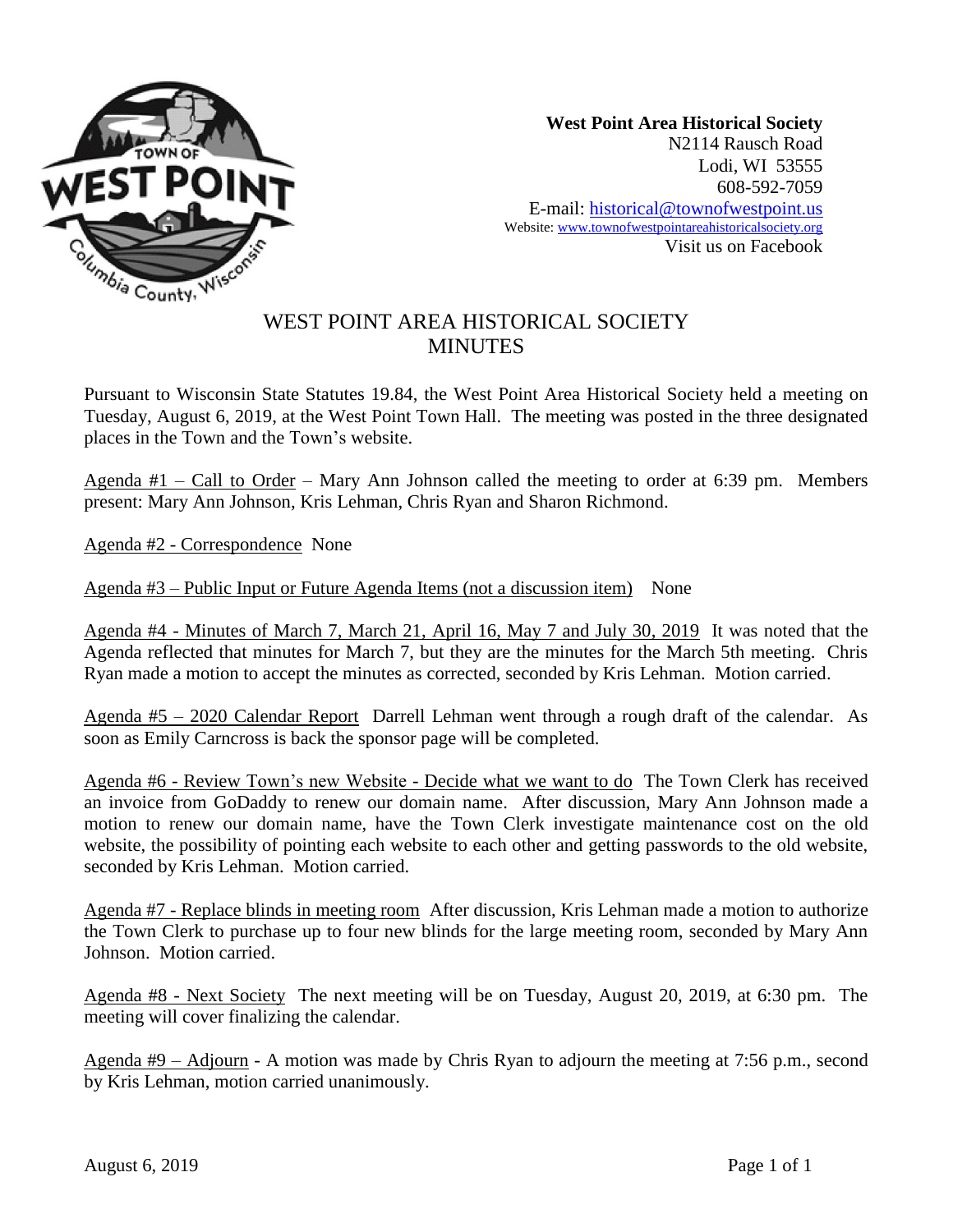**West Point Area Historical Society**
N2114 Rausch Road
Lodi, WI 53555
608-592-7059
E-mail: historical@townofwestpoint.us
Website: www.townofwestpointareahistoricalsociety.org
Visit us on Facebook

# WEST POINT AREA HISTORICAL SOCIETY MINUTES

Pursuant to Wisconsin State Statutes 19.84, the West Point Area Historical Society held a meeting on Tuesday, August 6, 2019, at the West Point Town Hall. The meeting was posted in the three designated places in the Town and the Town's website.

Agenda #1 – Call to Order – Mary Ann Johnson called the meeting to order at 6:39 pm. Members present: Mary Ann Johnson, Kris Lehman, Chris Ryan and Sharon Richmond.

Agenda #2 - Correspondence None

Agenda #3 – Public Input or Future Agenda Items (not a discussion item) None

Agenda #4 - Minutes of March 7, March 21, April 16, May 7 and July 30, 2019 It was noted that the Agenda reflected that minutes for March 7, but they are the minutes for the March 5th meeting. Chris Ryan made a motion to accept the minutes as corrected, seconded by Kris Lehman. Motion carried.

Agenda #5 – 2020 Calendar Report Darrell Lehman went through a rough draft of the calendar. As soon as Emily Carncross is back the sponsor page will be completed.

Agenda #6 - Review Town's new Website - Decide what we want to do The Town Clerk has received an invoice from GoDaddy to renew our domain name. After discussion, Mary Ann Johnson made a motion to renew our domain name, have the Town Clerk investigate maintenance cost on the old website, the possibility of pointing each website to each other and getting passwords to the old website, seconded by Kris Lehman. Motion carried.

Agenda #7 - Replace blinds in meeting room After discussion, Kris Lehman made a motion to authorize the Town Clerk to purchase up to four new blinds for the large meeting room, seconded by Mary Ann Johnson. Motion carried.

Agenda #8 - Next Society The next meeting will be on Tuesday, August 20, 2019, at 6:30 pm. The meeting will cover finalizing the calendar.

Agenda #9 – Adjourn - A motion was made by Chris Ryan to adjourn the meeting at 7:56 p.m., second by Kris Lehman, motion carried unanimously.

August 6, 2019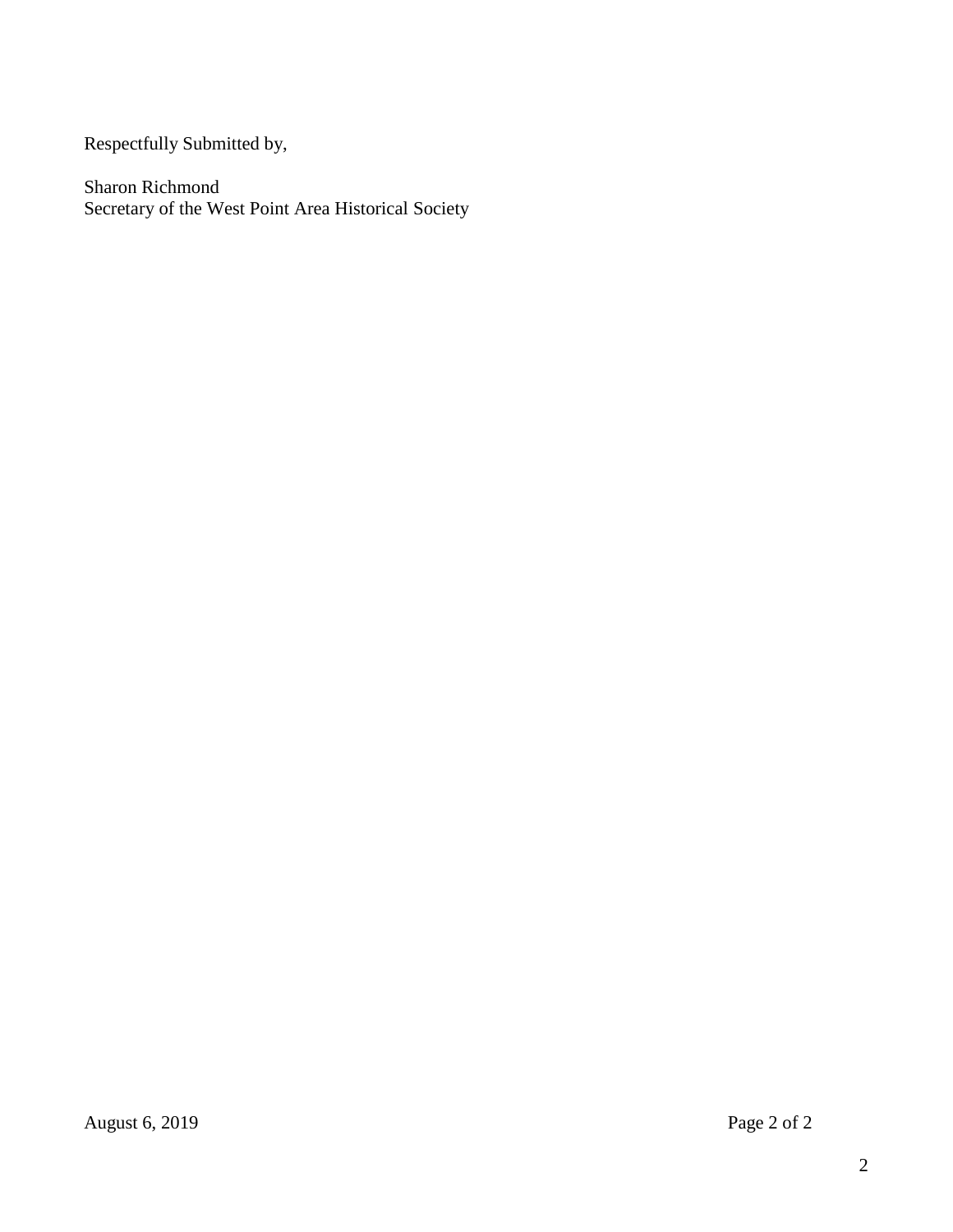Respectfully Submitted by,

Sharon Richmond  
Secretary of the West Point Area Historical Society